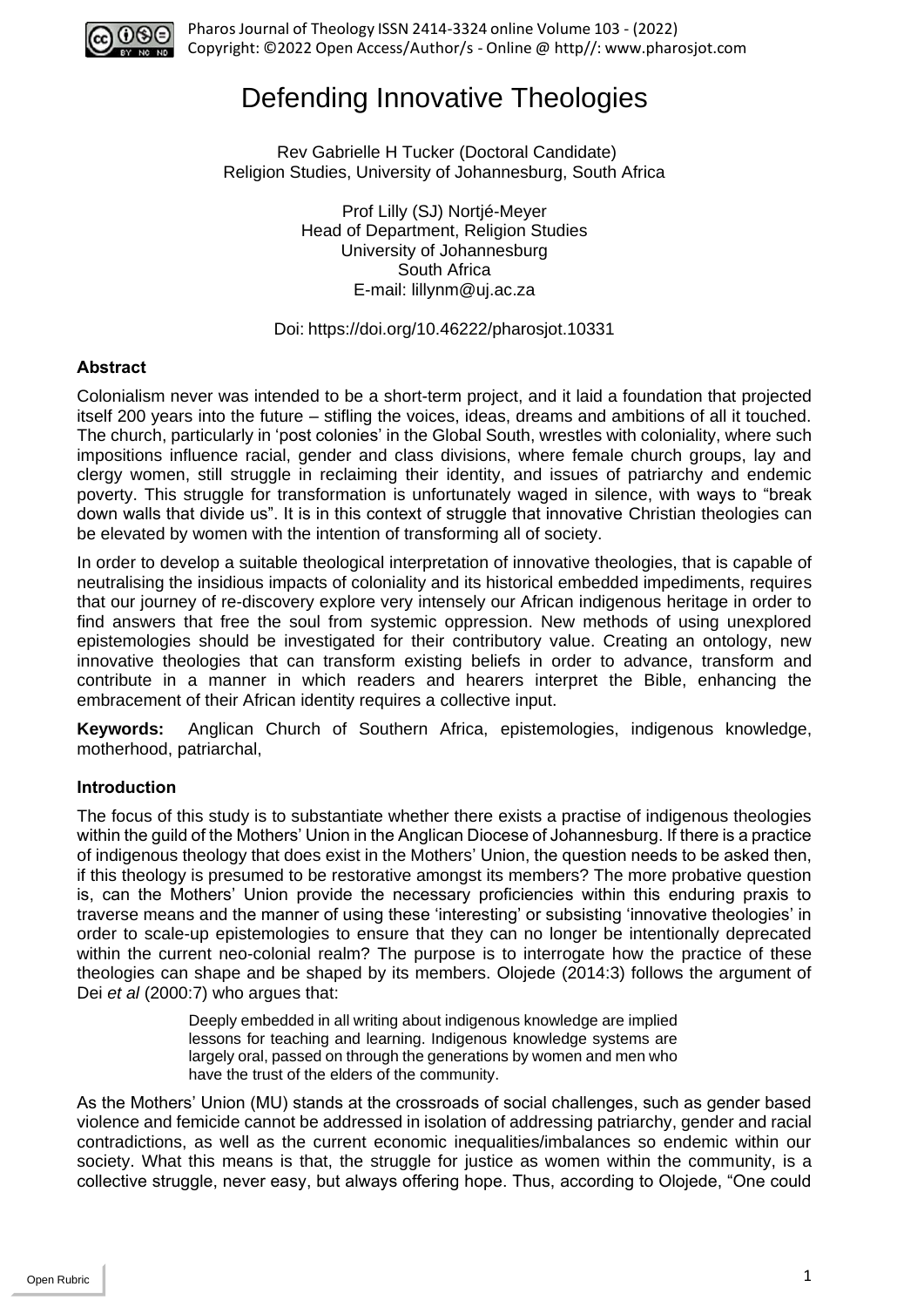# Defending Innovative Theologies

Rev Gabrielle H Tucker (Doctoral Candidate)
Religion Studies, University of Johannesburg, South Africa

Prof Lilly (SJ) Nortjé-Meyer
Head of Department, Religion Studies
University of Johannesburg
South Africa
E-mail: lillynm@uj.ac.za

Doi: https://doi.org/10.46222/pharosjot.10331

### Abstract

Colonialism never was intended to be a short-term project, and it laid a foundation that projected itself 200 years into the future – stifling the voices, ideas, dreams and ambitions of all it touched. The church, particularly in 'post colonies' in the Global South, wrestles with coloniality, where such impositions influence racial, gender and class divisions, where female church groups, lay and clergy women, still struggle in reclaiming their identity, and issues of patriarchy and endemic poverty. This struggle for transformation is unfortunately waged in silence, with ways to "break down walls that divide us". It is in this context of struggle that innovative Christian theologies can be elevated by women with the intention of transforming all of society.

In order to develop a suitable theological interpretation of innovative theologies, that is capable of neutralising the insidious impacts of coloniality and its historical embedded impediments, requires that our journey of re-discovery explore very intensely our African indigenous heritage in order to find answers that free the soul from systemic oppression. New methods of using unexplored epistemologies should be investigated for their contributory value. Creating an ontology, new innovative theologies that can transform existing beliefs in order to advance, transform and contribute in a manner in which readers and hearers interpret the Bible, enhancing the embracement of their African identity requires a collective input.

**Keywords:** Anglican Church of Southern Africa, epistemologies, indigenous knowledge, motherhood, patriarchal,

### Introduction

The focus of this study is to substantiate whether there exists a practise of indigenous theologies within the guild of the Mothers' Union in the Anglican Diocese of Johannesburg. If there is a practice of indigenous theology that does exist in the Mothers' Union, the question needs to be asked then, if this theology is presumed to be restorative amongst its members? The more probative question is, can the Mothers' Union provide the necessary proficiencies within this enduring praxis to traverse means and the manner of using these 'interesting' or subsisting 'innovative theologies' in order to scale-up epistemologies to ensure that they can no longer be intentionally deprecated within the current neo-colonial realm? The purpose is to interrogate how the practice of these theologies can shape and be shaped by its members. Olojede (2014:3) follows the argument of Dei *et al* (2000:7) who argues that:

> Deeply embedded in all writing about indigenous knowledge are implied lessons for teaching and learning. Indigenous knowledge systems are largely oral, passed on through the generations by women and men who have the trust of the elders of the community.

As the Mothers' Union (MU) stands at the crossroads of social challenges, such as gender based violence and femicide cannot be addressed in isolation of addressing patriarchy, gender and racial contradictions, as well as the current economic inequalities/imbalances so endemic within our society. What this means is that, the struggle for justice as women within the community, is a collective struggle, never easy, but always offering hope. Thus, according to Olojede, "One could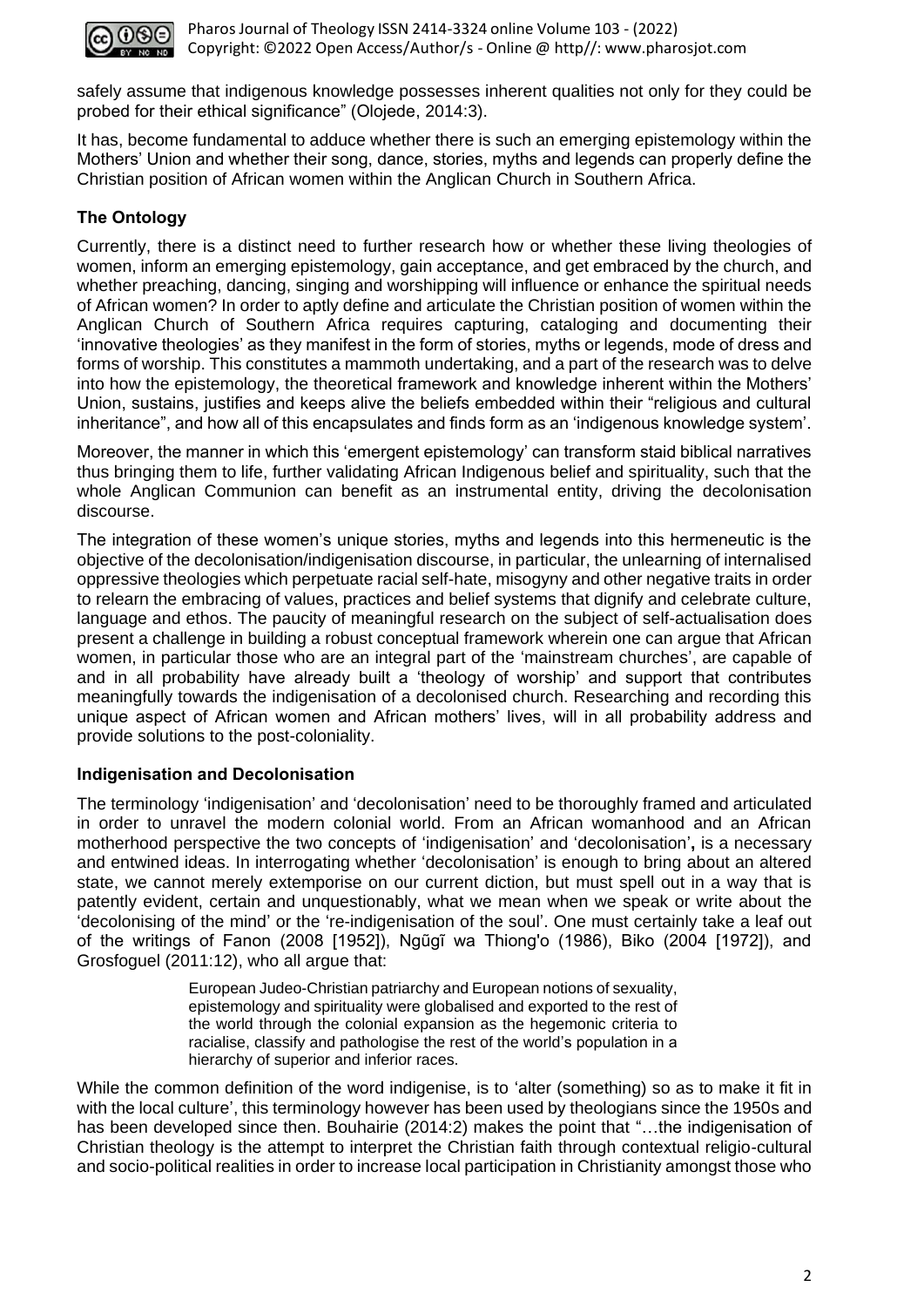safely assume that indigenous knowledge possesses inherent qualities not only for they could be probed for their ethical significance" (Olojede, 2014:3).

It has, become fundamental to adduce whether there is such an emerging epistemology within the Mothers' Union and whether their song, dance, stories, myths and legends can properly define the Christian position of African women within the Anglican Church in Southern Africa.

## The Ontology

Currently, there is a distinct need to further research how or whether these living theologies of women, inform an emerging epistemology, gain acceptance, and get embraced by the church, and whether preaching, dancing, singing and worshipping will influence or enhance the spiritual needs of African women? In order to aptly define and articulate the Christian position of women within the Anglican Church of Southern Africa requires capturing, cataloging and documenting their 'innovative theologies' as they manifest in the form of stories, myths or legends, mode of dress and forms of worship. This constitutes a mammoth undertaking, and a part of the research was to delve into how the epistemology, the theoretical framework and knowledge inherent within the Mothers' Union, sustains, justifies and keeps alive the beliefs embedded within their "religious and cultural inheritance", and how all of this encapsulates and finds form as an 'indigenous knowledge system'.

Moreover, the manner in which this 'emergent epistemology' can transform staid biblical narratives thus bringing them to life, further validating African Indigenous belief and spirituality, such that the whole Anglican Communion can benefit as an instrumental entity, driving the decolonisation discourse.

The integration of these women's unique stories, myths and legends into this hermeneutic is the objective of the decolonisation/indigenisation discourse, in particular, the unlearning of internalised oppressive theologies which perpetuate racial self-hate, misogyny and other negative traits in order to relearn the embracing of values, practices and belief systems that dignify and celebrate culture, language and ethos. The paucity of meaningful research on the subject of self-actualisation does present a challenge in building a robust conceptual framework wherein one can argue that African women, in particular those who are an integral part of the 'mainstream churches', are capable of and in all probability have already built a 'theology of worship' and support that contributes meaningfully towards the indigenisation of a decolonised church. Researching and recording this unique aspect of African women and African mothers' lives, will in all probability address and provide solutions to the post-coloniality.

### Indigenisation and Decolonisation

The terminology 'indigenisation' and 'decolonisation' need to be thoroughly framed and articulated in order to unravel the modern colonial world. From an African womanhood and an African motherhood perspective the two concepts of 'indigenisation' and 'decolonisation'**,** is a necessary and entwined ideas. In interrogating whether 'decolonisation' is enough to bring about an altered state, we cannot merely extemporise on our current diction, but must spell out in a way that is patently evident, certain and unquestionably, what we mean when we speak or write about the 'decolonising of the mind' or the 're-indigenisation of the soul'. One must certainly take a leaf out of the writings of Fanon (2008 [1952]), Ngũgĩ wa Thiong'o (1986), Biko (2004 [1972]), and Grosfoguel (2011:12), who all argue that:

> European Judeo-Christian patriarchy and European notions of sexuality, epistemology and spirituality were globalised and exported to the rest of the world through the colonial expansion as the hegemonic criteria to racialise, classify and pathologise the rest of the world's population in a hierarchy of superior and inferior races.

While the common definition of the word indigenise, is to 'alter (something) so as to make it fit in with the local culture', this terminology however has been used by theologians since the 1950s and has been developed since then. Bouhairie (2014:2) makes the point that "…the indigenisation of Christian theology is the attempt to interpret the Christian faith through contextual religio-cultural and socio-political realities in order to increase local participation in Christianity amongst those who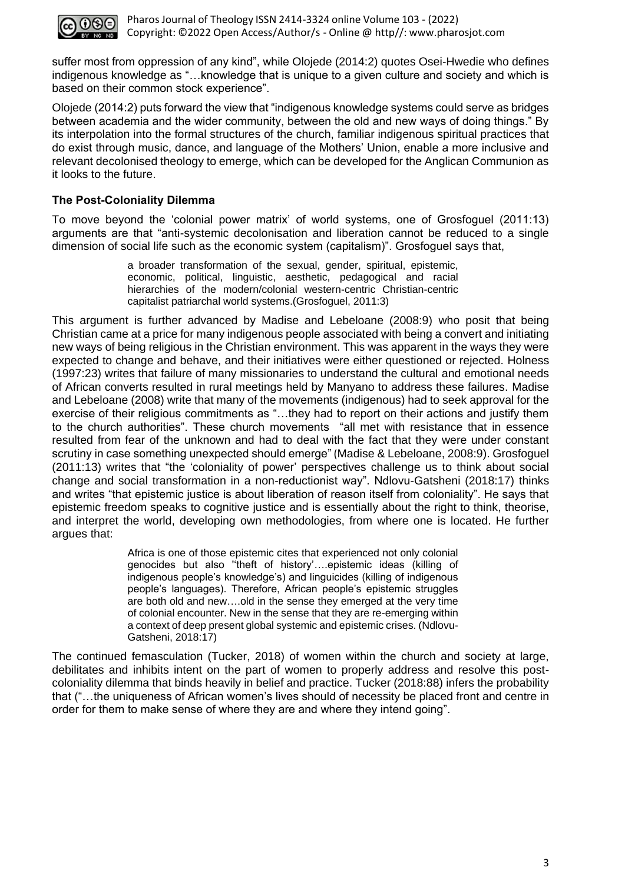suffer most from oppression of any kind", while Olojede (2014:2) quotes Osei-Hwedie who defines indigenous knowledge as "…knowledge that is unique to a given culture and society and which is based on their common stock experience".

Olojede (2014:2) puts forward the view that "indigenous knowledge systems could serve as bridges between academia and the wider community, between the old and new ways of doing things." By its interpolation into the formal structures of the church, familiar indigenous spiritual practices that do exist through music, dance, and language of the Mothers' Union, enable a more inclusive and relevant decolonised theology to emerge, which can be developed for the Anglican Communion as it looks to the future.

### The Post-Coloniality Dilemma

To move beyond the 'colonial power matrix' of world systems, one of Grosfoguel (2011:13) arguments are that "anti-systemic decolonisation and liberation cannot be reduced to a single dimension of social life such as the economic system (capitalism)". Grosfoguel says that,

> a broader transformation of the sexual, gender, spiritual, epistemic, economic, political, linguistic, aesthetic, pedagogical and racial hierarchies of the modern/colonial western-centric Christian-centric capitalist patriarchal world systems.(Grosfoguel, 2011:3)

This argument is further advanced by Madise and Lebeloane (2008:9) who posit that being Christian came at a price for many indigenous people associated with being a convert and initiating new ways of being religious in the Christian environment. This was apparent in the ways they were expected to change and behave, and their initiatives were either questioned or rejected. Holness (1997:23) writes that failure of many missionaries to understand the cultural and emotional needs of African converts resulted in rural meetings held by Manyano to address these failures. Madise and Lebeloane (2008) write that many of the movements (indigenous) had to seek approval for the exercise of their religious commitments as "…they had to report on their actions and justify them to the church authorities". These church movements "all met with resistance that in essence resulted from fear of the unknown and had to deal with the fact that they were under constant scrutiny in case something unexpected should emerge" (Madise & Lebeloane, 2008:9). Grosfoguel (2011:13) writes that "the 'coloniality of power' perspectives challenge us to think about social change and social transformation in a non-reductionist way". Ndlovu-Gatsheni (2018:17) thinks and writes "that epistemic justice is about liberation of reason itself from coloniality". He says that epistemic freedom speaks to cognitive justice and is essentially about the right to think, theorise, and interpret the world, developing own methodologies, from where one is located. He further argues that:

> Africa is one of those epistemic cites that experienced not only colonial genocides but also ''theft of history'….epistemic ideas (killing of indigenous people's knowledge's) and linguicides (killing of indigenous people's languages). Therefore, African people's epistemic struggles are both old and new….old in the sense they emerged at the very time of colonial encounter. New in the sense that they are re-emerging within a context of deep present global systemic and epistemic crises. (Ndlovu-Gatsheni, 2018:17)

The continued femasculation (Tucker, 2018) of women within the church and society at large, debilitates and inhibits intent on the part of women to properly address and resolve this post-coloniality dilemma that binds heavily in belief and practice. Tucker (2018:88) infers the probability that ("…the uniqueness of African women's lives should of necessity be placed front and centre in order for them to make sense of where they are and where they intend going".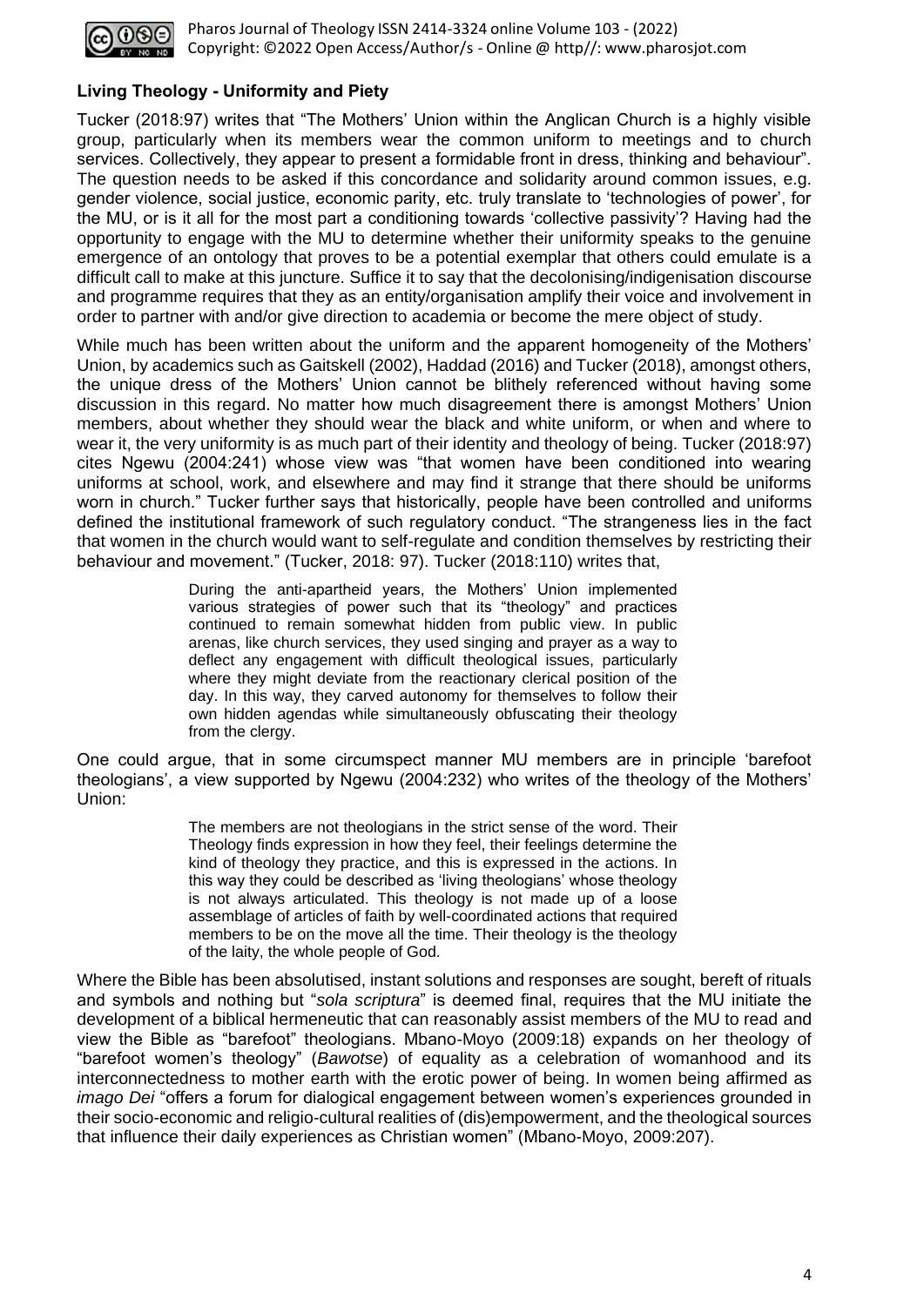**Living Theology - Uniformity and Piety**

Tucker (2018:97) writes that "The Mothers' Union within the Anglican Church is a highly visible group, particularly when its members wear the common uniform to meetings and to church services. Collectively, they appear to present a formidable front in dress, thinking and behaviour". The question needs to be asked if this concordance and solidarity around common issues, e.g. gender violence, social justice, economic parity, etc. truly translate to 'technologies of power', for the MU, or is it all for the most part a conditioning towards 'collective passivity'? Having had the opportunity to engage with the MU to determine whether their uniformity speaks to the genuine emergence of an ontology that proves to be a potential exemplar that others could emulate is a difficult call to make at this juncture. Suffice it to say that the decolonising/indigenisation discourse and programme requires that they as an entity/organisation amplify their voice and involvement in order to partner with and/or give direction to academia or become the mere object of study.

While much has been written about the uniform and the apparent homogeneity of the Mothers' Union, by academics such as Gaitskell (2002), Haddad (2016) and Tucker (2018), amongst others, the unique dress of the Mothers' Union cannot be blithely referenced without having some discussion in this regard. No matter how much disagreement there is amongst Mothers' Union members, about whether they should wear the black and white uniform, or when and where to wear it, the very uniformity is as much part of their identity and theology of being. Tucker (2018:97) cites Ngewu (2004:241) whose view was "that women have been conditioned into wearing uniforms at school, work, and elsewhere and may find it strange that there should be uniforms worn in church." Tucker further says that historically, people have been controlled and uniforms defined the institutional framework of such regulatory conduct. "The strangeness lies in the fact that women in the church would want to self-regulate and condition themselves by restricting their behaviour and movement." (Tucker, 2018: 97). Tucker (2018:110) writes that,

> During the anti-apartheid years, the Mothers' Union implemented various strategies of power such that its "theology" and practices continued to remain somewhat hidden from public view. In public arenas, like church services, they used singing and prayer as a way to deflect any engagement with difficult theological issues, particularly where they might deviate from the reactionary clerical position of the day. In this way, they carved autonomy for themselves to follow their own hidden agendas while simultaneously obfuscating their theology from the clergy.

One could argue, that in some circumspect manner MU members are in principle 'barefoot theologians', a view supported by Ngewu (2004:232) who writes of the theology of the Mothers' Union:

> The members are not theologians in the strict sense of the word. Their Theology finds expression in how they feel, their feelings determine the kind of theology they practice, and this is expressed in the actions. In this way they could be described as 'living theologians' whose theology is not always articulated. This theology is not made up of a loose assemblage of articles of faith by well-coordinated actions that required members to be on the move all the time. Their theology is the theology of the laity, the whole people of God.

Where the Bible has been absolutised, instant solutions and responses are sought, bereft of rituals and symbols and nothing but "*sola scriptura*" is deemed final, requires that the MU initiate the development of a biblical hermeneutic that can reasonably assist members of the MU to read and view the Bible as "barefoot" theologians. Mbano-Moyo (2009:18) expands on her theology of "barefoot women's theology" (*Bawotse*) of equality as a celebration of womanhood and its interconnectedness to mother earth with the erotic power of being. In women being affirmed as *imago Dei* "offers a forum for dialogical engagement between women's experiences grounded in their socio-economic and religio-cultural realities of (dis)empowerment, and the theological sources that influence their daily experiences as Christian women" (Mbano-Moyo, 2009:207).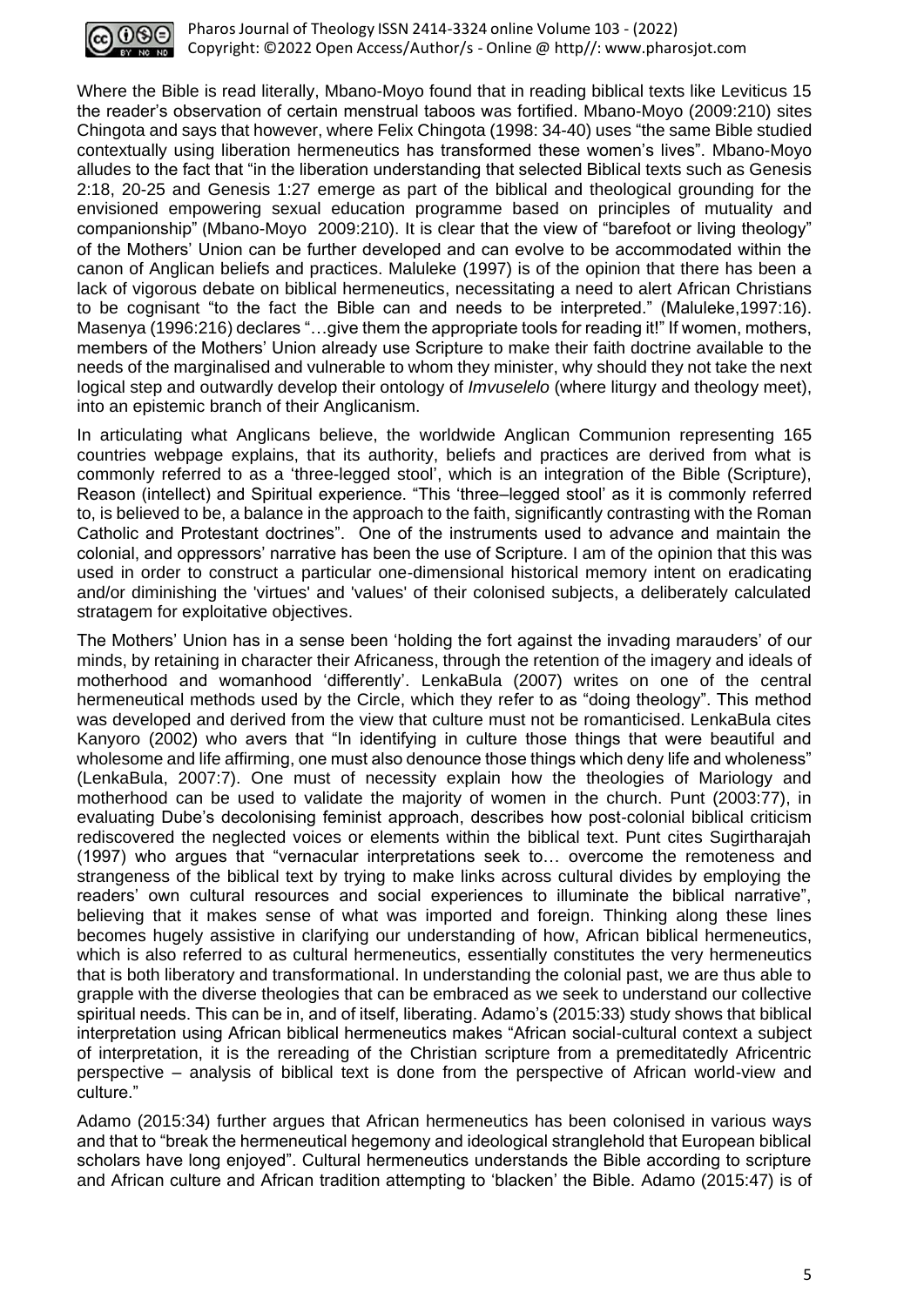Where the Bible is read literally, Mbano-Moyo found that in reading biblical texts like Leviticus 15 the reader's observation of certain menstrual taboos was fortified. Mbano-Moyo (2009:210) sites Chingota and says that however, where Felix Chingota (1998: 34-40) uses "the same Bible studied contextually using liberation hermeneutics has transformed these women's lives". Mbano-Moyo alludes to the fact that "in the liberation understanding that selected Biblical texts such as Genesis 2:18, 20-25 and Genesis 1:27 emerge as part of the biblical and theological grounding for the envisioned empowering sexual education programme based on principles of mutuality and companionship" (Mbano-Moyo 2009:210). It is clear that the view of "barefoot or living theology" of the Mothers' Union can be further developed and can evolve to be accommodated within the canon of Anglican beliefs and practices. Maluleke (1997) is of the opinion that there has been a lack of vigorous debate on biblical hermeneutics, necessitating a need to alert African Christians to be cognisant "to the fact the Bible can and needs to be interpreted." (Maluleke,1997:16). Masenya (1996:216) declares "…give them the appropriate tools for reading it!" If women, mothers, members of the Mothers' Union already use Scripture to make their faith doctrine available to the needs of the marginalised and vulnerable to whom they minister, why should they not take the next logical step and outwardly develop their ontology of *Imvuselelo* (where liturgy and theology meet), into an epistemic branch of their Anglicanism.

In articulating what Anglicans believe, the worldwide Anglican Communion representing 165 countries webpage explains, that its authority, beliefs and practices are derived from what is commonly referred to as a 'three-legged stool', which is an integration of the Bible (Scripture), Reason (intellect) and Spiritual experience. "This 'three–legged stool' as it is commonly referred to, is believed to be, a balance in the approach to the faith, significantly contrasting with the Roman Catholic and Protestant doctrines". One of the instruments used to advance and maintain the colonial, and oppressors' narrative has been the use of Scripture. I am of the opinion that this was used in order to construct a particular one-dimensional historical memory intent on eradicating and/or diminishing the 'virtues' and 'values' of their colonised subjects, a deliberately calculated stratagem for exploitative objectives.

The Mothers' Union has in a sense been 'holding the fort against the invading marauders' of our minds, by retaining in character their Africaness, through the retention of the imagery and ideals of motherhood and womanhood 'differently'. LenkaBula (2007) writes on one of the central hermeneutical methods used by the Circle, which they refer to as "doing theology". This method was developed and derived from the view that culture must not be romanticised. LenkaBula cites Kanyoro (2002) who avers that "In identifying in culture those things that were beautiful and wholesome and life affirming, one must also denounce those things which deny life and wholeness" (LenkaBula, 2007:7). One must of necessity explain how the theologies of Mariology and motherhood can be used to validate the majority of women in the church. Punt (2003:77), in evaluating Dube's decolonising feminist approach, describes how post-colonial biblical criticism rediscovered the neglected voices or elements within the biblical text. Punt cites Sugirtharajah (1997) who argues that "vernacular interpretations seek to… overcome the remoteness and strangeness of the biblical text by trying to make links across cultural divides by employing the readers' own cultural resources and social experiences to illuminate the biblical narrative", believing that it makes sense of what was imported and foreign. Thinking along these lines becomes hugely assistive in clarifying our understanding of how, African biblical hermeneutics, which is also referred to as cultural hermeneutics, essentially constitutes the very hermeneutics that is both liberatory and transformational. In understanding the colonial past, we are thus able to grapple with the diverse theologies that can be embraced as we seek to understand our collective spiritual needs. This can be in, and of itself, liberating. Adamo's (2015:33) study shows that biblical interpretation using African biblical hermeneutics makes "African social-cultural context a subject of interpretation, it is the rereading of the Christian scripture from a premeditatedly Africentric perspective – analysis of biblical text is done from the perspective of African world-view and culture."

Adamo (2015:34) further argues that African hermeneutics has been colonised in various ways and that to "break the hermeneutical hegemony and ideological stranglehold that European biblical scholars have long enjoyed". Cultural hermeneutics understands the Bible according to scripture and African culture and African tradition attempting to 'blacken' the Bible. Adamo (2015:47) is of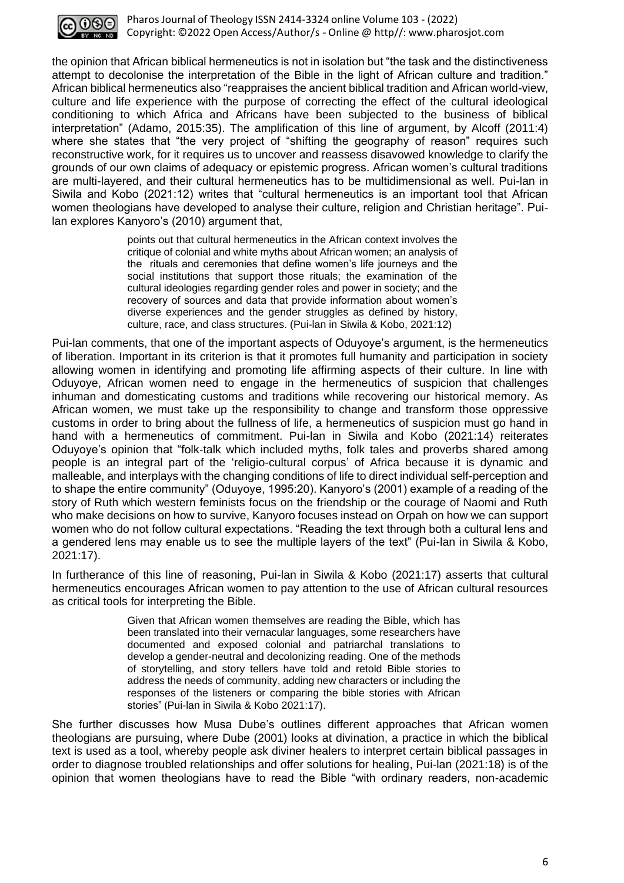the opinion that African biblical hermeneutics is not in isolation but "the task and the distinctiveness attempt to decolonise the interpretation of the Bible in the light of African culture and tradition." African biblical hermeneutics also "reappraises the ancient biblical tradition and African world-view, culture and life experience with the purpose of correcting the effect of the cultural ideological conditioning to which Africa and Africans have been subjected to the business of biblical interpretation" (Adamo, 2015:35). The amplification of this line of argument, by Alcoff (2011:4) where she states that "the very project of "shifting the geography of reason" requires such reconstructive work, for it requires us to uncover and reassess disavowed knowledge to clarify the grounds of our own claims of adequacy or epistemic progress. African women's cultural traditions are multi-layered, and their cultural hermeneutics has to be multidimensional as well. Pui-lan in Siwila and Kobo (2021:12) writes that "cultural hermeneutics is an important tool that African women theologians have developed to analyse their culture, religion and Christian heritage". Pui-lan explores Kanyoro's (2010) argument that,

> points out that cultural hermeneutics in the African context involves the critique of colonial and white myths about African women; an analysis of the rituals and ceremonies that define women's life journeys and the social institutions that support those rituals; the examination of the cultural ideologies regarding gender roles and power in society; and the recovery of sources and data that provide information about women's diverse experiences and the gender struggles as defined by history, culture, race, and class structures. (Pui-lan in Siwila & Kobo, 2021:12)

Pui-lan comments, that one of the important aspects of Oduyoye's argument, is the hermeneutics of liberation. Important in its criterion is that it promotes full humanity and participation in society allowing women in identifying and promoting life affirming aspects of their culture. In line with Oduyoye, African women need to engage in the hermeneutics of suspicion that challenges inhuman and domesticating customs and traditions while recovering our historical memory. As African women, we must take up the responsibility to change and transform those oppressive customs in order to bring about the fullness of life, a hermeneutics of suspicion must go hand in hand with a hermeneutics of commitment. Pui-lan in Siwila and Kobo (2021:14) reiterates Oduyoye's opinion that "folk-talk which included myths, folk tales and proverbs shared among people is an integral part of the 'religio-cultural corpus' of Africa because it is dynamic and malleable, and interplays with the changing conditions of life to direct individual self-perception and to shape the entire community" (Oduyoye, 1995:20). Kanyoro's (2001) example of a reading of the story of Ruth which western feminists focus on the friendship or the courage of Naomi and Ruth who make decisions on how to survive, Kanyoro focuses instead on Orpah on how we can support women who do not follow cultural expectations. "Reading the text through both a cultural lens and a gendered lens may enable us to see the multiple layers of the text" (Pui-lan in Siwila & Kobo, 2021:17).

In furtherance of this line of reasoning, Pui-lan in Siwila & Kobo (2021:17) asserts that cultural hermeneutics encourages African women to pay attention to the use of African cultural resources as critical tools for interpreting the Bible.

> Given that African women themselves are reading the Bible, which has been translated into their vernacular languages, some researchers have documented and exposed colonial and patriarchal translations to develop a gender-neutral and decolonizing reading. One of the methods of storytelling, and story tellers have told and retold Bible stories to address the needs of community, adding new characters or including the responses of the listeners or comparing the bible stories with African stories" (Pui-lan in Siwila & Kobo 2021:17).

She further discusses how Musa Dube's outlines different approaches that African women theologians are pursuing, where Dube (2001) looks at divination, a practice in which the biblical text is used as a tool, whereby people ask diviner healers to interpret certain biblical passages in order to diagnose troubled relationships and offer solutions for healing, Pui-lan (2021:18) is of the opinion that women theologians have to read the Bible "with ordinary readers, non-academic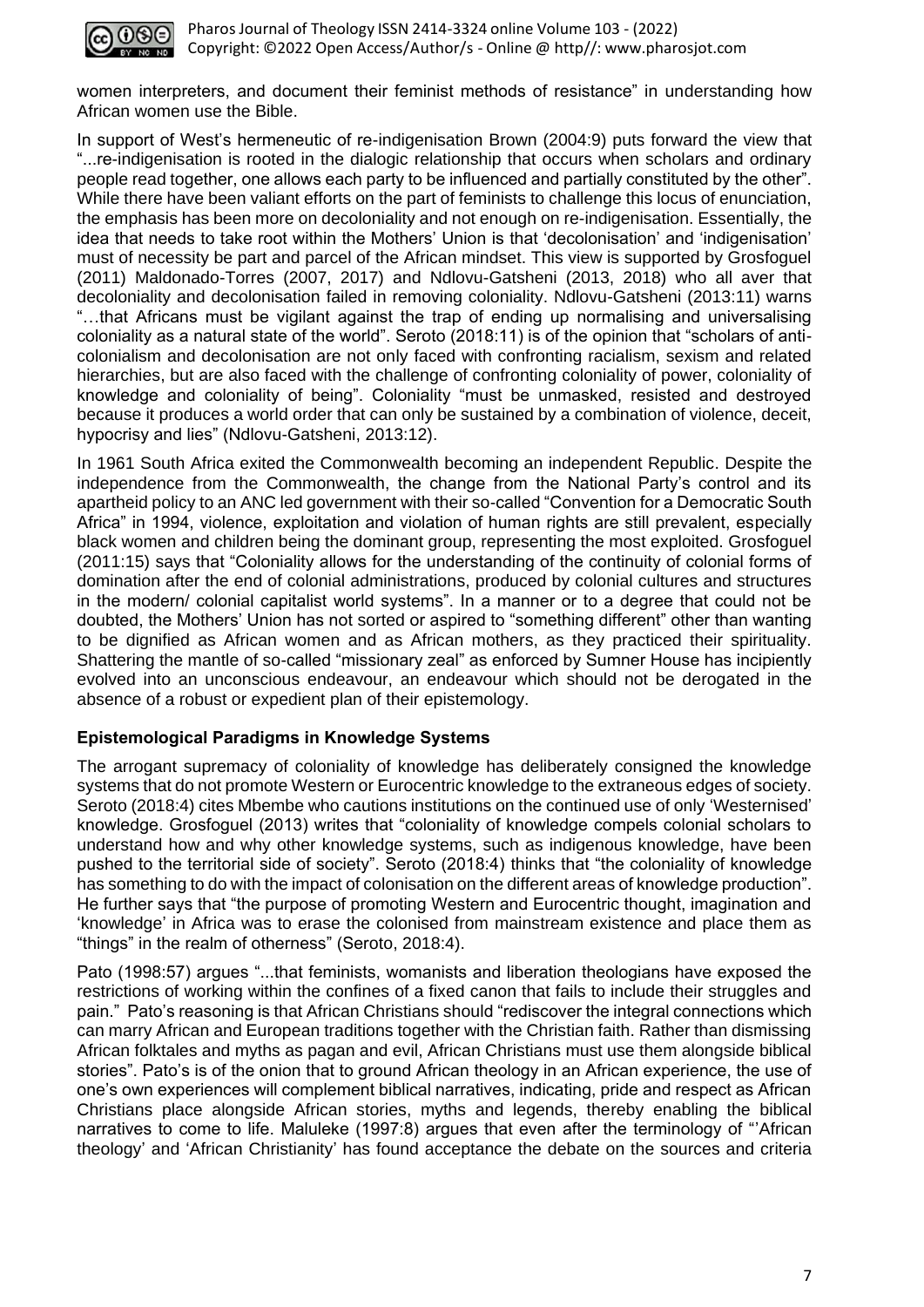women interpreters, and document their feminist methods of resistance" in understanding how African women use the Bible.

In support of West's hermeneutic of re-indigenisation Brown (2004:9) puts forward the view that "...re-indigenisation is rooted in the dialogic relationship that occurs when scholars and ordinary people read together, one allows each party to be influenced and partially constituted by the other". While there have been valiant efforts on the part of feminists to challenge this locus of enunciation, the emphasis has been more on decoloniality and not enough on re-indigenisation. Essentially, the idea that needs to take root within the Mothers' Union is that 'decolonisation' and 'indigenisation' must of necessity be part and parcel of the African mindset. This view is supported by Grosfoguel (2011) Maldonado-Torres (2007, 2017) and Ndlovu-Gatsheni (2013, 2018) who all aver that decoloniality and decolonisation failed in removing coloniality. Ndlovu-Gatsheni (2013:11) warns "…that Africans must be vigilant against the trap of ending up normalising and universalising coloniality as a natural state of the world". Seroto (2018:11) is of the opinion that "scholars of anti-colonialism and decolonisation are not only faced with confronting racialism, sexism and related hierarchies, but are also faced with the challenge of confronting coloniality of power, coloniality of knowledge and coloniality of being". Coloniality "must be unmasked, resisted and destroyed because it produces a world order that can only be sustained by a combination of violence, deceit, hypocrisy and lies" (Ndlovu-Gatsheni, 2013:12).

In 1961 South Africa exited the Commonwealth becoming an independent Republic. Despite the independence from the Commonwealth, the change from the National Party's control and its apartheid policy to an ANC led government with their so-called "Convention for a Democratic South Africa" in 1994, violence, exploitation and violation of human rights are still prevalent, especially black women and children being the dominant group, representing the most exploited. Grosfoguel (2011:15) says that "Coloniality allows for the understanding of the continuity of colonial forms of domination after the end of colonial administrations, produced by colonial cultures and structures in the modern/ colonial capitalist world systems". In a manner or to a degree that could not be doubted, the Mothers' Union has not sorted or aspired to "something different" other than wanting to be dignified as African women and as African mothers, as they practiced their spirituality. Shattering the mantle of so-called "missionary zeal" as enforced by Sumner House has incipiently evolved into an unconscious endeavour, an endeavour which should not be derogated in the absence of a robust or expedient plan of their epistemology.

## Epistemological Paradigms in Knowledge Systems

The arrogant supremacy of coloniality of knowledge has deliberately consigned the knowledge systems that do not promote Western or Eurocentric knowledge to the extraneous edges of society. Seroto (2018:4) cites Mbembe who cautions institutions on the continued use of only 'Westernised' knowledge. Grosfoguel (2013) writes that "coloniality of knowledge compels colonial scholars to understand how and why other knowledge systems, such as indigenous knowledge, have been pushed to the territorial side of society". Seroto (2018:4) thinks that "the coloniality of knowledge has something to do with the impact of colonisation on the different areas of knowledge production". He further says that "the purpose of promoting Western and Eurocentric thought, imagination and 'knowledge' in Africa was to erase the colonised from mainstream existence and place them as "things" in the realm of otherness" (Seroto, 2018:4).

Pato (1998:57) argues "...that feminists, womanists and liberation theologians have exposed the restrictions of working within the confines of a fixed canon that fails to include their struggles and pain." Pato's reasoning is that African Christians should "rediscover the integral connections which can marry African and European traditions together with the Christian faith. Rather than dismissing African folktales and myths as pagan and evil, African Christians must use them alongside biblical stories". Pato's is of the onion that to ground African theology in an African experience, the use of one's own experiences will complement biblical narratives, indicating, pride and respect as African Christians place alongside African stories, myths and legends, thereby enabling the biblical narratives to come to life. Maluleke (1997:8) argues that even after the terminology of "'African theology' and 'African Christianity' has found acceptance the debate on the sources and criteria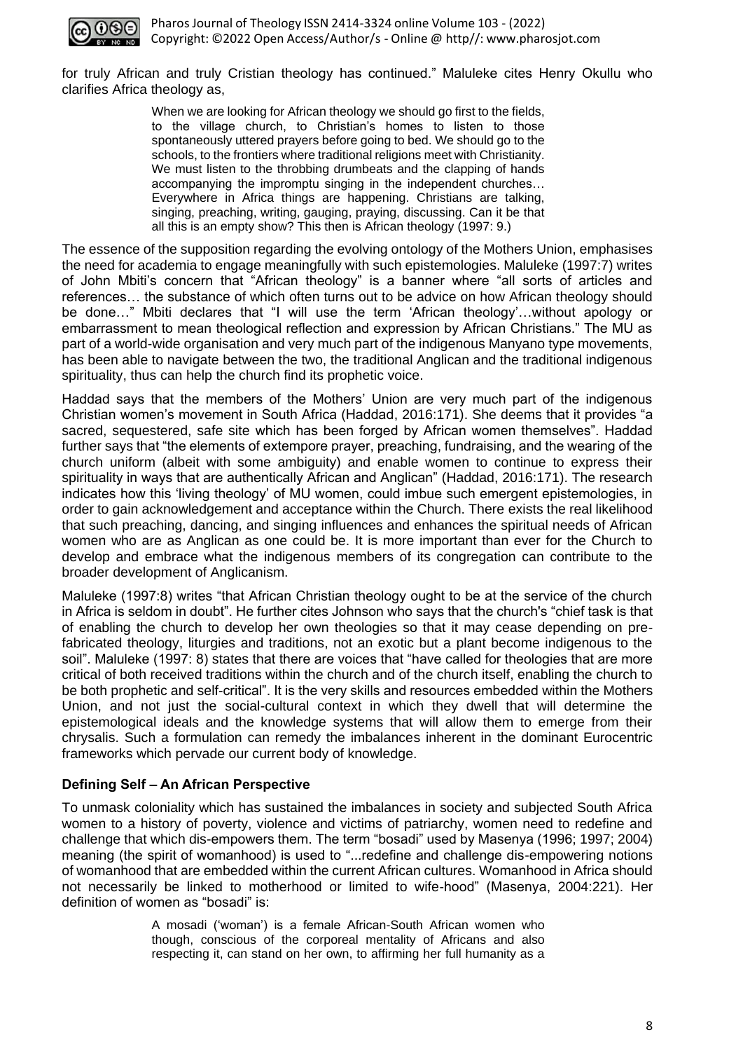for truly African and truly Cristian theology has continued." Maluleke cites Henry Okullu who clarifies Africa theology as,

> When we are looking for African theology we should go first to the fields, to the village church, to Christian's homes to listen to those spontaneously uttered prayers before going to bed. We should go to the schools, to the frontiers where traditional religions meet with Christianity. We must listen to the throbbing drumbeats and the clapping of hands accompanying the impromptu singing in the independent churches… Everywhere in Africa things are happening. Christians are talking, singing, preaching, writing, gauging, praying, discussing. Can it be that all this is an empty show? This then is African theology (1997: 9.)

The essence of the supposition regarding the evolving ontology of the Mothers Union, emphasises the need for academia to engage meaningfully with such epistemologies. Maluleke (1997:7) writes of John Mbiti's concern that "African theology" is a banner where "all sorts of articles and references… the substance of which often turns out to be advice on how African theology should be done…" Mbiti declares that "I will use the term 'African theology'…without apology or embarrassment to mean theological reflection and expression by African Christians." The MU as part of a world-wide organisation and very much part of the indigenous Manyano type movements, has been able to navigate between the two, the traditional Anglican and the traditional indigenous spirituality, thus can help the church find its prophetic voice.

Haddad says that the members of the Mothers' Union are very much part of the indigenous Christian women's movement in South Africa (Haddad, 2016:171). She deems that it provides "a sacred, sequestered, safe site which has been forged by African women themselves". Haddad further says that "the elements of extempore prayer, preaching, fundraising, and the wearing of the church uniform (albeit with some ambiguity) and enable women to continue to express their spirituality in ways that are authentically African and Anglican" (Haddad, 2016:171). The research indicates how this 'living theology' of MU women, could imbue such emergent epistemologies, in order to gain acknowledgement and acceptance within the Church. There exists the real likelihood that such preaching, dancing, and singing influences and enhances the spiritual needs of African women who are as Anglican as one could be. It is more important than ever for the Church to develop and embrace what the indigenous members of its congregation can contribute to the broader development of Anglicanism.

Maluleke (1997:8) writes "that African Christian theology ought to be at the service of the church in Africa is seldom in doubt". He further cites Johnson who says that the church's "chief task is that of enabling the church to develop her own theologies so that it may cease depending on pre-fabricated theology, liturgies and traditions, not an exotic but a plant become indigenous to the soil". Maluleke (1997: 8) states that there are voices that "have called for theologies that are more critical of both received traditions within the church and of the church itself, enabling the church to be both prophetic and self-critical". It is the very skills and resources embedded within the Mothers Union, and not just the social-cultural context in which they dwell that will determine the epistemological ideals and the knowledge systems that will allow them to emerge from their chrysalis. Such a formulation can remedy the imbalances inherent in the dominant Eurocentric frameworks which pervade our current body of knowledge.

## Defining Self – An African Perspective

To unmask coloniality which has sustained the imbalances in society and subjected South Africa women to a history of poverty, violence and victims of patriarchy, women need to redefine and challenge that which dis-empowers them. The term "bosadi" used by Masenya (1996; 1997; 2004) meaning (the spirit of womanhood) is used to "...redefine and challenge dis-empowering notions of womanhood that are embedded within the current African cultures. Womanhood in Africa should not necessarily be linked to motherhood or limited to wife-hood" (Masenya, 2004:221). Her definition of women as "bosadi" is:

> A mosadi ('woman') is a female African-South African women who though, conscious of the corporeal mentality of Africans and also respecting it, can stand on her own, to affirming her full humanity as a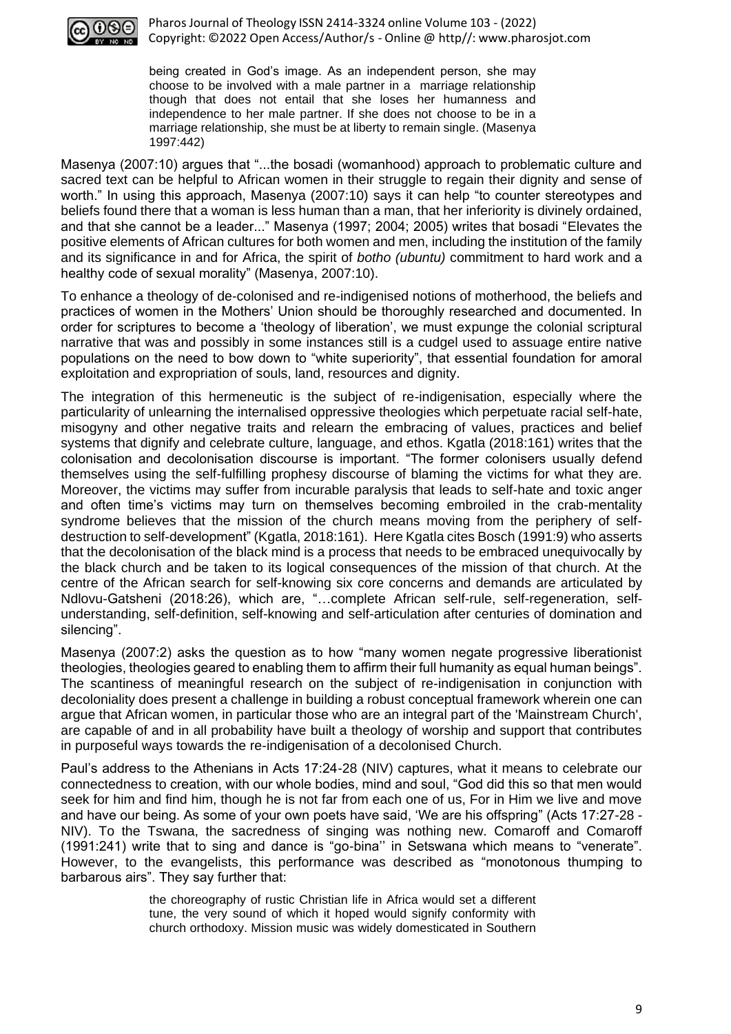> being created in God's image. As an independent person, she may choose to be involved with a male partner in a marriage relationship though that does not entail that she loses her humanness and independence to her male partner. If she does not choose to be in a marriage relationship, she must be at liberty to remain single. (Masenya 1997:442)

Masenya (2007:10) argues that "...the bosadi (womanhood) approach to problematic culture and sacred text can be helpful to African women in their struggle to regain their dignity and sense of worth." In using this approach, Masenya (2007:10) says it can help "to counter stereotypes and beliefs found there that a woman is less human than a man, that her inferiority is divinely ordained, and that she cannot be a leader..." Masenya (1997; 2004; 2005) writes that bosadi "Elevates the positive elements of African cultures for both women and men, including the institution of the family and its significance in and for Africa, the spirit of *botho (ubuntu)* commitment to hard work and a healthy code of sexual morality" (Masenya, 2007:10).

To enhance a theology of de-colonised and re-indigenised notions of motherhood, the beliefs and practices of women in the Mothers' Union should be thoroughly researched and documented. In order for scriptures to become a 'theology of liberation', we must expunge the colonial scriptural narrative that was and possibly in some instances still is a cudgel used to assuage entire native populations on the need to bow down to "white superiority", that essential foundation for amoral exploitation and expropriation of souls, land, resources and dignity.

The integration of this hermeneutic is the subject of re-indigenisation, especially where the particularity of unlearning the internalised oppressive theologies which perpetuate racial self-hate, misogyny and other negative traits and relearn the embracing of values, practices and belief systems that dignify and celebrate culture, language, and ethos. Kgatla (2018:161) writes that the colonisation and decolonisation discourse is important. "The former colonisers usually defend themselves using the self-fulfilling prophesy discourse of blaming the victims for what they are. Moreover, the victims may suffer from incurable paralysis that leads to self-hate and toxic anger and often time's victims may turn on themselves becoming embroiled in the crab-mentality syndrome believes that the mission of the church means moving from the periphery of self-destruction to self-development" (Kgatla, 2018:161). Here Kgatla cites Bosch (1991:9) who asserts that the decolonisation of the black mind is a process that needs to be embraced unequivocally by the black church and be taken to its logical consequences of the mission of that church. At the centre of the African search for self-knowing six core concerns and demands are articulated by Ndlovu-Gatsheni (2018:26), which are, "…complete African self-rule, self-regeneration, self-understanding, self-definition, self-knowing and self-articulation after centuries of domination and silencing".

Masenya (2007:2) asks the question as to how "many women negate progressive liberationist theologies, theologies geared to enabling them to affirm their full humanity as equal human beings". The scantiness of meaningful research on the subject of re-indigenisation in conjunction with decoloniality does present a challenge in building a robust conceptual framework wherein one can argue that African women, in particular those who are an integral part of the 'Mainstream Church', are capable of and in all probability have built a theology of worship and support that contributes in purposeful ways towards the re-indigenisation of a decolonised Church.

Paul's address to the Athenians in Acts 17:24-28 (NIV) captures, what it means to celebrate our connectedness to creation, with our whole bodies, mind and soul, "God did this so that men would seek for him and find him, though he is not far from each one of us, For in Him we live and move and have our being. As some of your own poets have said, 'We are his offspring" (Acts 17:27-28 - NIV). To the Tswana, the sacredness of singing was nothing new. Comaroff and Comaroff (1991:241) write that to sing and dance is "go-bina'' in Setswana which means to "venerate". However, to the evangelists, this performance was described as "monotonous thumping to barbarous airs". They say further that:

> the choreography of rustic Christian life in Africa would set a different tune, the very sound of which it hoped would signify conformity with church orthodoxy. Mission music was widely domesticated in Southern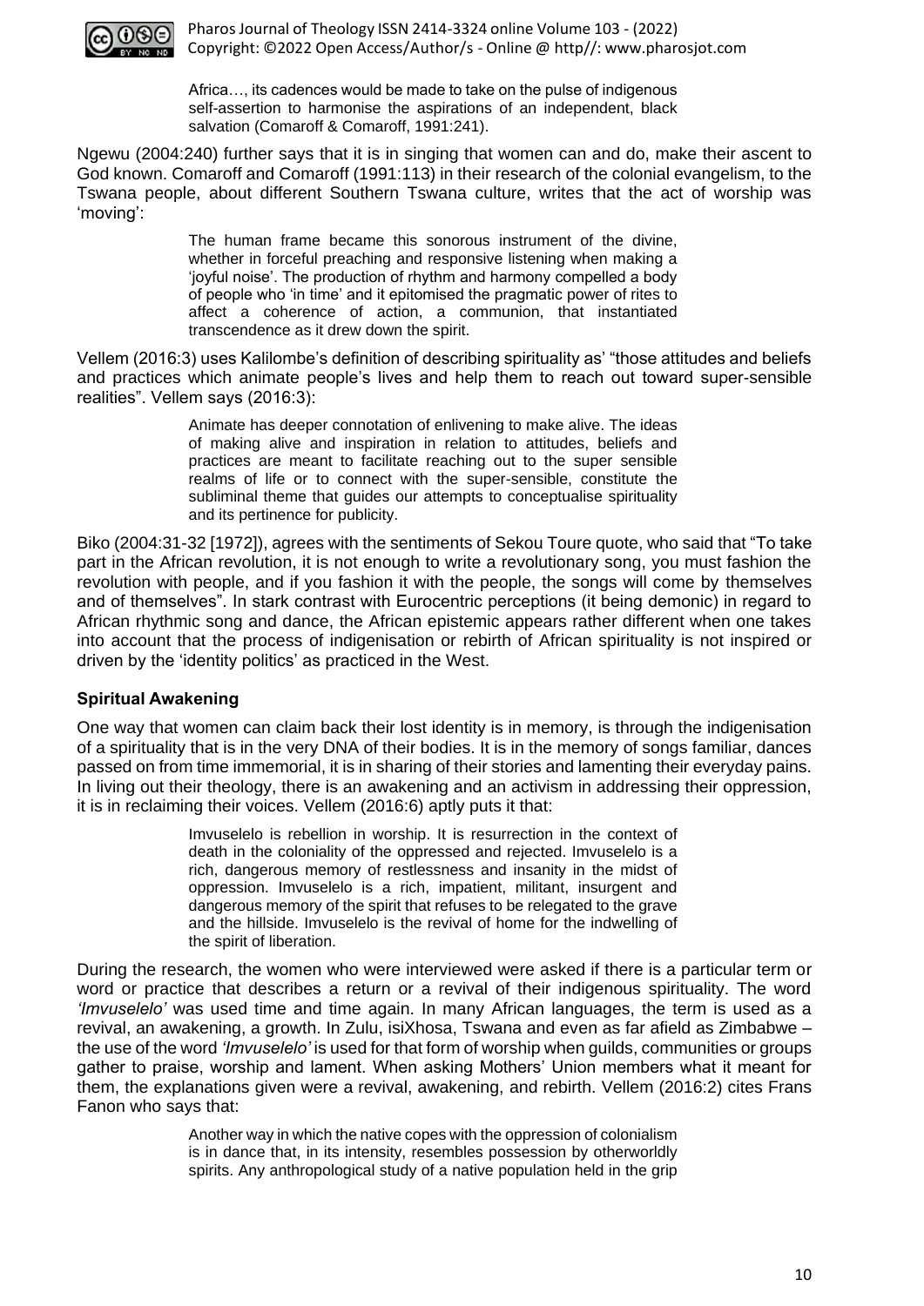> Africa…, its cadences would be made to take on the pulse of indigenous self-assertion to harmonise the aspirations of an independent, black salvation (Comaroff & Comaroff, 1991:241).

Ngewu (2004:240) further says that it is in singing that women can and do, make their ascent to God known. Comaroff and Comaroff (1991:113) in their research of the colonial evangelism, to the Tswana people, about different Southern Tswana culture, writes that the act of worship was 'moving':

> The human frame became this sonorous instrument of the divine, whether in forceful preaching and responsive listening when making a 'joyful noise'. The production of rhythm and harmony compelled a body of people who 'in time' and it epitomised the pragmatic power of rites to affect a coherence of action, a communion, that instantiated transcendence as it drew down the spirit.

Vellem (2016:3) uses Kalilombe's definition of describing spirituality as' "those attitudes and beliefs and practices which animate people's lives and help them to reach out toward super-sensible realities". Vellem says (2016:3):

> Animate has deeper connotation of enlivening to make alive. The ideas of making alive and inspiration in relation to attitudes, beliefs and practices are meant to facilitate reaching out to the super sensible realms of life or to connect with the super-sensible, constitute the subliminal theme that guides our attempts to conceptualise spirituality and its pertinence for publicity.

Biko (2004:31-32 [1972]), agrees with the sentiments of Sekou Toure quote, who said that "To take part in the African revolution, it is not enough to write a revolutionary song, you must fashion the revolution with people, and if you fashion it with the people, the songs will come by themselves and of themselves". In stark contrast with Eurocentric perceptions (it being demonic) in regard to African rhythmic song and dance, the African epistemic appears rather different when one takes into account that the process of indigenisation or rebirth of African spirituality is not inspired or driven by the 'identity politics' as practiced in the West.

### Spiritual Awakening

One way that women can claim back their lost identity is in memory, is through the indigenisation of a spirituality that is in the very DNA of their bodies. It is in the memory of songs familiar, dances passed on from time immemorial, it is in sharing of their stories and lamenting their everyday pains. In living out their theology, there is an awakening and an activism in addressing their oppression, it is in reclaiming their voices. Vellem (2016:6) aptly puts it that:

> Imvuselelo is rebellion in worship. It is resurrection in the context of death in the coloniality of the oppressed and rejected. Imvuselelo is a rich, dangerous memory of restlessness and insanity in the midst of oppression. Imvuselelo is a rich, impatient, militant, insurgent and dangerous memory of the spirit that refuses to be relegated to the grave and the hillside. Imvuselelo is the revival of home for the indwelling of the spirit of liberation.

During the research, the women who were interviewed were asked if there is a particular term or word or practice that describes a return or a revival of their indigenous spirituality. The word *'Imvuselelo'* was used time and time again. In many African languages, the term is used as a revival, an awakening, a growth. In Zulu, isiXhosa, Tswana and even as far afield as Zimbabwe – the use of the word *'Imvuselelo'* is used for that form of worship when guilds, communities or groups gather to praise, worship and lament. When asking Mothers' Union members what it meant for them, the explanations given were a revival, awakening, and rebirth. Vellem (2016:2) cites Frans Fanon who says that:

> Another way in which the native copes with the oppression of colonialism is in dance that, in its intensity, resembles possession by otherworldly spirits. Any anthropological study of a native population held in the grip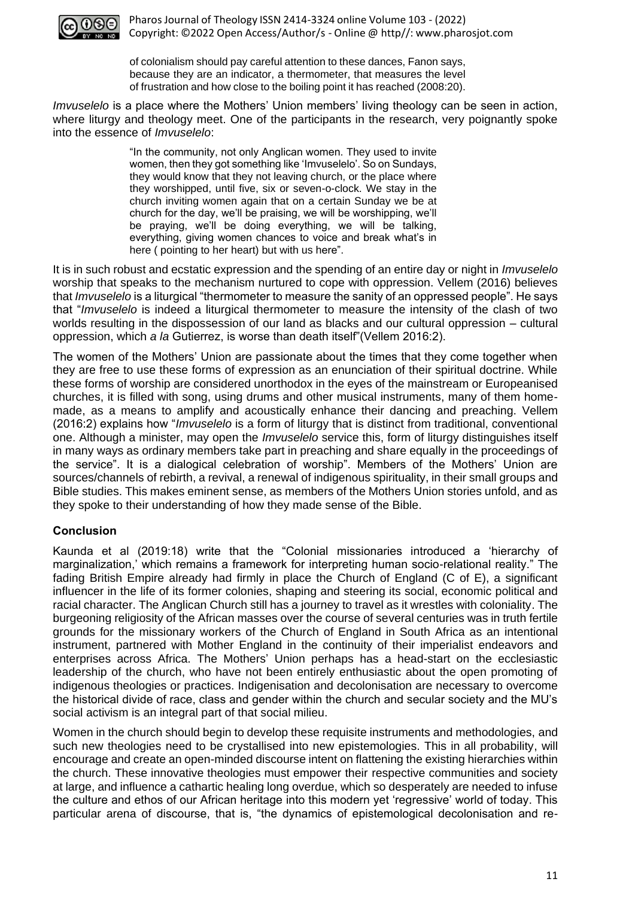> of colonialism should pay careful attention to these dances, Fanon says, because they are an indicator, a thermometer, that measures the level of frustration and how close to the boiling point it has reached (2008:20).

*Imvuselelo* is a place where the Mothers' Union members' living theology can be seen in action, where liturgy and theology meet. One of the participants in the research, very poignantly spoke into the essence of *Imvuselelo*:

> "In the community, not only Anglican women. They used to invite women, then they got something like 'Imvuselelo'. So on Sundays, they would know that they not leaving church, or the place where they worshipped, until five, six or seven-o-clock. We stay in the church inviting women again that on a certain Sunday we be at church for the day, we'll be praising, we will be worshipping, we'll be praying, we'll be doing everything, we will be talking, everything, giving women chances to voice and break what's in here ( pointing to her heart) but with us here".

It is in such robust and ecstatic expression and the spending of an entire day or night in *Imvuselelo* worship that speaks to the mechanism nurtured to cope with oppression. Vellem (2016) believes that *Imvuselelo* is a liturgical "thermometer to measure the sanity of an oppressed people". He says that "*Imvuselelo* is indeed a liturgical thermometer to measure the intensity of the clash of two worlds resulting in the dispossession of our land as blacks and our cultural oppression – cultural oppression, which *a la* Gutierrez, is worse than death itself"(Vellem 2016:2).

The women of the Mothers' Union are passionate about the times that they come together when they are free to use these forms of expression as an enunciation of their spiritual doctrine. While these forms of worship are considered unorthodox in the eyes of the mainstream or Europeanised churches, it is filled with song, using drums and other musical instruments, many of them home-made, as a means to amplify and acoustically enhance their dancing and preaching. Vellem (2016:2) explains how "*Imvuselelo* is a form of liturgy that is distinct from traditional, conventional one. Although a minister, may open the *Imvuselelo* service this, form of liturgy distinguishes itself in many ways as ordinary members take part in preaching and share equally in the proceedings of the service". It is a dialogical celebration of worship". Members of the Mothers' Union are sources/channels of rebirth, a revival, a renewal of indigenous spirituality, in their small groups and Bible studies. This makes eminent sense, as members of the Mothers Union stories unfold, and as they spoke to their understanding of how they made sense of the Bible.

## Conclusion

Kaunda et al (2019:18) write that the "Colonial missionaries introduced a 'hierarchy of marginalization,' which remains a framework for interpreting human socio-relational reality." The fading British Empire already had firmly in place the Church of England (C of E), a significant influencer in the life of its former colonies, shaping and steering its social, economic political and racial character. The Anglican Church still has a journey to travel as it wrestles with coloniality. The burgeoning religiosity of the African masses over the course of several centuries was in truth fertile grounds for the missionary workers of the Church of England in South Africa as an intentional instrument, partnered with Mother England in the continuity of their imperialist endeavors and enterprises across Africa. The Mothers' Union perhaps has a head-start on the ecclesiastic leadership of the church, who have not been entirely enthusiastic about the open promoting of indigenous theologies or practices. Indigenisation and decolonisation are necessary to overcome the historical divide of race, class and gender within the church and secular society and the MU's social activism is an integral part of that social milieu.

Women in the church should begin to develop these requisite instruments and methodologies, and such new theologies need to be crystallised into new epistemologies. This in all probability, will encourage and create an open-minded discourse intent on flattening the existing hierarchies within the church. These innovative theologies must empower their respective communities and society at large, and influence a cathartic healing long overdue, which so desperately are needed to infuse the culture and ethos of our African heritage into this modern yet 'regressive' world of today. This particular arena of discourse, that is, "the dynamics of epistemological decolonisation and re-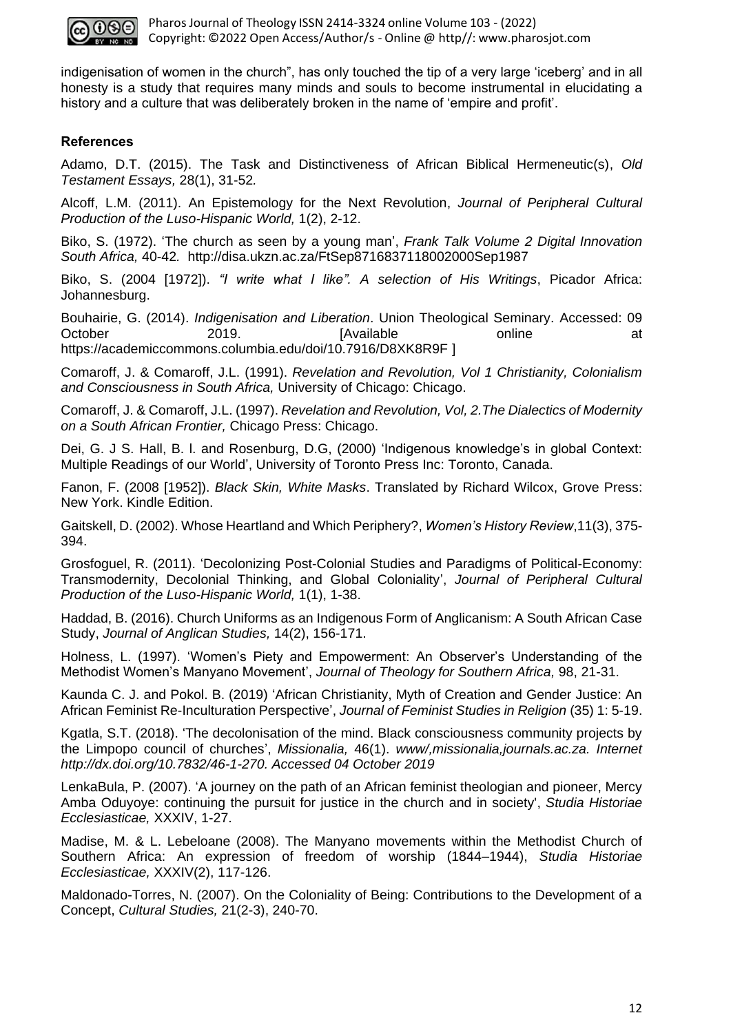indigenisation of women in the church", has only touched the tip of a very large 'iceberg' and in all honesty is a study that requires many minds and souls to become instrumental in elucidating a history and a culture that was deliberately broken in the name of 'empire and profit'.

### References

Adamo, D.T. (2015). The Task and Distinctiveness of African Biblical Hermeneutic(s), *Old Testament Essays,* 28(1), 31-52*.*

Alcoff, L.M. (2011). An Epistemology for the Next Revolution, *Journal of Peripheral Cultural Production of the Luso-Hispanic World,* 1(2), 2-12.

Biko, S. (1972). 'The church as seen by a young man', *Frank Talk Volume 2 Digital Innovation South Africa,* 40-42*.* http://disa.ukzn.ac.za/FtSep8716837118002000Sep1987

Biko, S. (2004 [1972]). *"I write what I like". A selection of His Writings*, Picador Africa: Johannesburg.

Bouhairie, G. (2014). *Indigenisation and Liberation*. Union Theological Seminary. Accessed: 09 October 2019. [Available online at https://academiccommons.columbia.edu/doi/10.7916/D8XK8R9F ]

Comaroff, J. & Comaroff, J.L. (1991). *Revelation and Revolution, Vol 1 Christianity, Colonialism and Consciousness in South Africa,* University of Chicago: Chicago.

Comaroff, J. & Comaroff, J.L. (1997). *Revelation and Revolution, Vol, 2.The Dialectics of Modernity on a South African Frontier,* Chicago Press: Chicago.

Dei, G. J S. Hall, B. l. and Rosenburg, D.G, (2000) 'Indigenous knowledge's in global Context: Multiple Readings of our World', University of Toronto Press Inc: Toronto, Canada.

Fanon, F. (2008 [1952]). *Black Skin, White Masks*. Translated by Richard Wilcox, Grove Press: New York. Kindle Edition.

Gaitskell, D. (2002). Whose Heartland and Which Periphery?, *Women's History Review*,11(3), 375-394.

Grosfoguel, R. (2011). 'Decolonizing Post-Colonial Studies and Paradigms of Political-Economy: Transmodernity, Decolonial Thinking, and Global Coloniality', *Journal of Peripheral Cultural Production of the Luso-Hispanic World,* 1(1), 1-38.

Haddad, B. (2016). Church Uniforms as an Indigenous Form of Anglicanism: A South African Case Study, *Journal of Anglican Studies,* 14(2), 156-171.

Holness, L. (1997). 'Women's Piety and Empowerment: An Observer's Understanding of the Methodist Women's Manyano Movement', *Journal of Theology for Southern Africa,* 98, 21-31.

Kaunda C. J. and Pokol. B. (2019) 'African Christianity, Myth of Creation and Gender Justice: An African Feminist Re-Inculturation Perspective', *Journal of Feminist Studies in Religion* (35) 1: 5-19.

Kgatla, S.T. (2018). 'The decolonisation of the mind. Black consciousness community projects by the Limpopo council of churches', *Missionalia,* 46(1). *www/,missionalia,journals.ac.za. Internet http://dx.doi.org/10.7832/46-1-270. Accessed 04 October 2019*

LenkaBula, P. (2007). 'A journey on the path of an African feminist theologian and pioneer, Mercy Amba Oduyoye: continuing the pursuit for justice in the church and in society', *Studia Historiae Ecclesiasticae,* XXXIV, 1-27.

Madise, M. & L. Lebeloane (2008). The Manyano movements within the Methodist Church of Southern Africa: An expression of freedom of worship (1844–1944), *Studia Historiae Ecclesiasticae,* XXXIV(2), 117-126.

Maldonado-Torres, N. (2007). On the Coloniality of Being: Contributions to the Development of a Concept, *Cultural Studies,* 21(2-3), 240-70.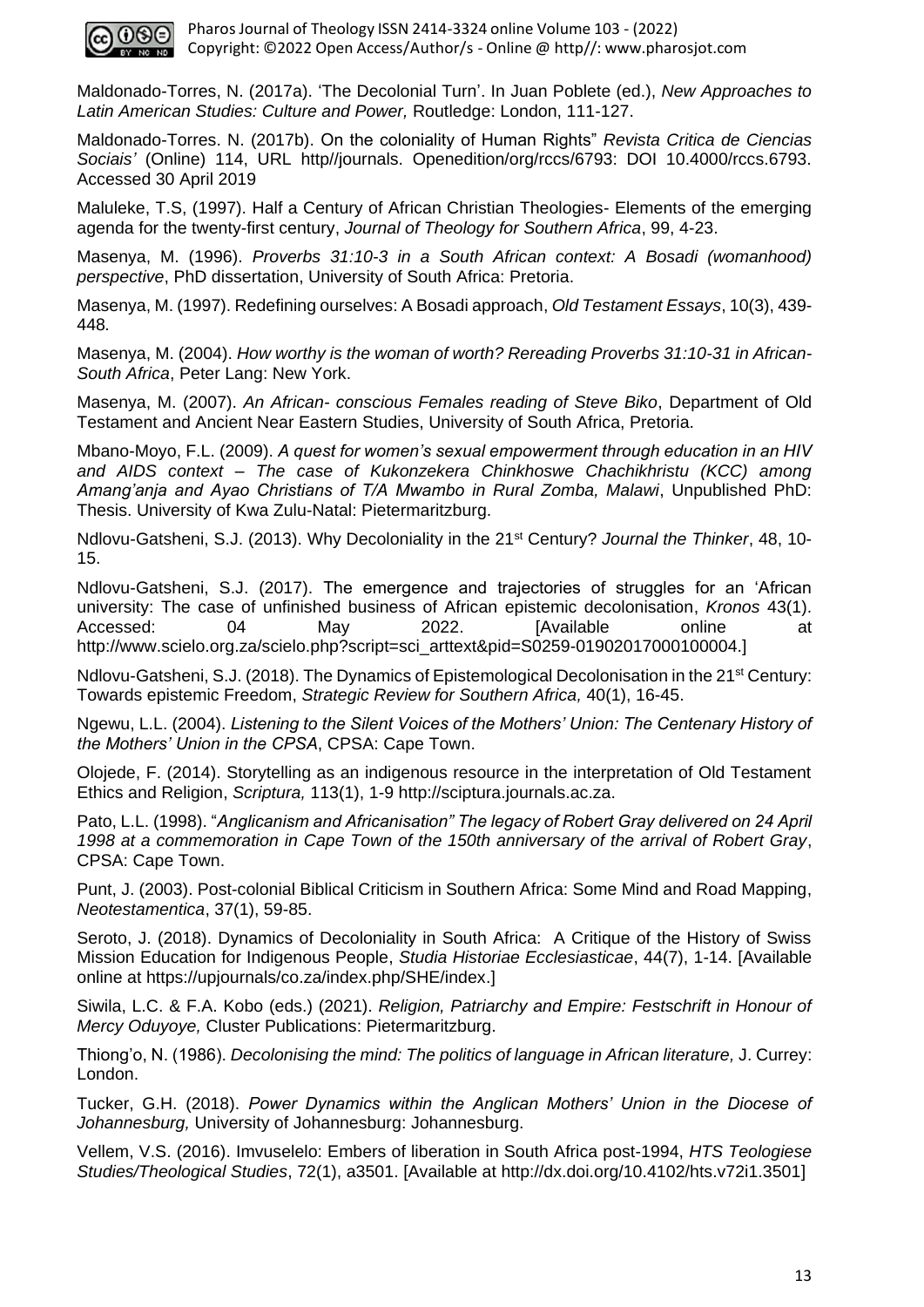Maldonado-Torres, N. (2017a). 'The Decolonial Turn'. In Juan Poblete (ed.), *New Approaches to Latin American Studies: Culture and Power,* Routledge: London, 111-127.

Maldonado-Torres. N. (2017b). On the coloniality of Human Rights" *Revista Critica de Ciencias Sociais'* (Online) 114, URL http//journals. Openedition/org/rccs/6793: DOI 10.4000/rccs.6793. Accessed 30 April 2019

Maluleke, T.S, (1997). Half a Century of African Christian Theologies- Elements of the emerging agenda for the twenty-first century, *Journal of Theology for Southern Africa*, 99, 4-23.

Masenya, M. (1996). *Proverbs 31:10-3 in a South African context: A Bosadi (womanhood) perspective*, PhD dissertation, University of South Africa: Pretoria.

Masenya, M. (1997). Redefining ourselves: A Bosadi approach, *Old Testament Essays*, 10(3), 439-448.

Masenya, M. (2004). *How worthy is the woman of worth? Rereading Proverbs 31:10-31 in African-South Africa*, Peter Lang: New York.

Masenya, M. (2007). *An African- conscious Females reading of Steve Biko*, Department of Old Testament and Ancient Near Eastern Studies, University of South Africa, Pretoria.

Mbano-Moyo, F.L. (2009). *A quest for women's sexual empowerment through education in an HIV and AIDS context – The case of Kukonzekera Chinkhoswe Chachikhristu (KCC) among Amang'anja and Ayao Christians of T/A Mwambo in Rural Zomba, Malawi*, Unpublished PhD: Thesis. University of Kwa Zulu-Natal: Pietermaritzburg.

Ndlovu-Gatsheni, S.J. (2013). Why Decoloniality in the 21st Century? *Journal the Thinker*, 48, 10-15.

Ndlovu-Gatsheni, S.J. (2017). The emergence and trajectories of struggles for an 'African university: The case of unfinished business of African epistemic decolonisation, *Kronos* 43(1). Accessed: 04 May 2022. [Available online at http://www.scielo.org.za/scielo.php?script=sci_arttext&pid=S0259-01902017000100004.]

Ndlovu-Gatsheni, S.J. (2018). The Dynamics of Epistemological Decolonisation in the 21st Century: Towards epistemic Freedom, *Strategic Review for Southern Africa,* 40(1), 16-45.

Ngewu, L.L. (2004). *Listening to the Silent Voices of the Mothers' Union: The Centenary History of the Mothers' Union in the CPSA*, CPSA: Cape Town.

Olojede, F. (2014). Storytelling as an indigenous resource in the interpretation of Old Testament Ethics and Religion, *Scriptura,* 113(1), 1-9 http://sciptura.journals.ac.za.

Pato, L.L. (1998). "*Anglicanism and Africanisation" The legacy of Robert Gray delivered on 24 April 1998 at a commemoration in Cape Town of the 150th anniversary of the arrival of Robert Gray*, CPSA: Cape Town.

Punt, J. (2003). Post-colonial Biblical Criticism in Southern Africa: Some Mind and Road Mapping, *Neotestamentica*, 37(1), 59-85.

Seroto, J. (2018). Dynamics of Decoloniality in South Africa: A Critique of the History of Swiss Mission Education for Indigenous People, *Studia Historiae Ecclesiasticae*, 44(7), 1-14. [Available online at https://upjournals/co.za/index.php/SHE/index.]

Siwila, L.C. & F.A. Kobo (eds.) (2021). *Religion, Patriarchy and Empire: Festschrift in Honour of Mercy Oduyoye,* Cluster Publications: Pietermaritzburg.

Thiong'o, N. (1986). *Decolonising the mind: The politics of language in African literature,* J. Currey: London.

Tucker, G.H. (2018). *Power Dynamics within the Anglican Mothers' Union in the Diocese of Johannesburg,* University of Johannesburg: Johannesburg.

Vellem, V.S. (2016). Imvuselelo: Embers of liberation in South Africa post-1994, *HTS Teologiese Studies/Theological Studies*, 72(1), a3501. [Available at http://dx.doi.org/10.4102/hts.v72i1.3501]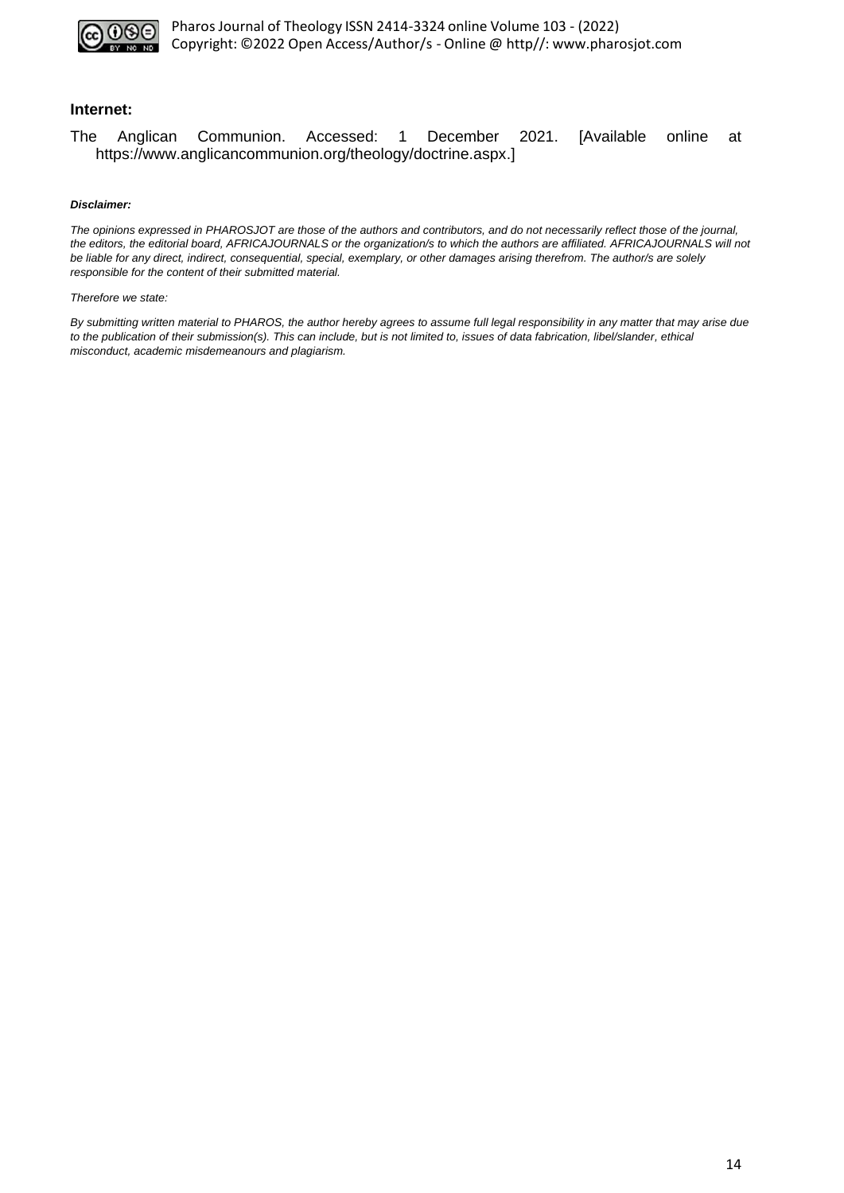**Internet:**

The Anglican Communion. Accessed: 1 December 2021. [Available online at https://www.anglicancommunion.org/theology/doctrine.aspx.]

***Disclaimer:***

*The opinions expressed in PHAROSJOT are those of the authors and contributors, and do not necessarily reflect those of the journal, the editors, the editorial board, AFRICAJOURNALS or the organization/s to which the authors are affiliated. AFRICAJOURNALS will not be liable for any direct, indirect, consequential, special, exemplary, or other damages arising therefrom. The author/s are solely responsible for the content of their submitted material.*

*Therefore we state:*

*By submitting written material to PHAROS, the author hereby agrees to assume full legal responsibility in any matter that may arise due to the publication of their submission(s). This can include, but is not limited to, issues of data fabrication, libel/slander, ethical misconduct, academic misdemeanours and plagiarism.*